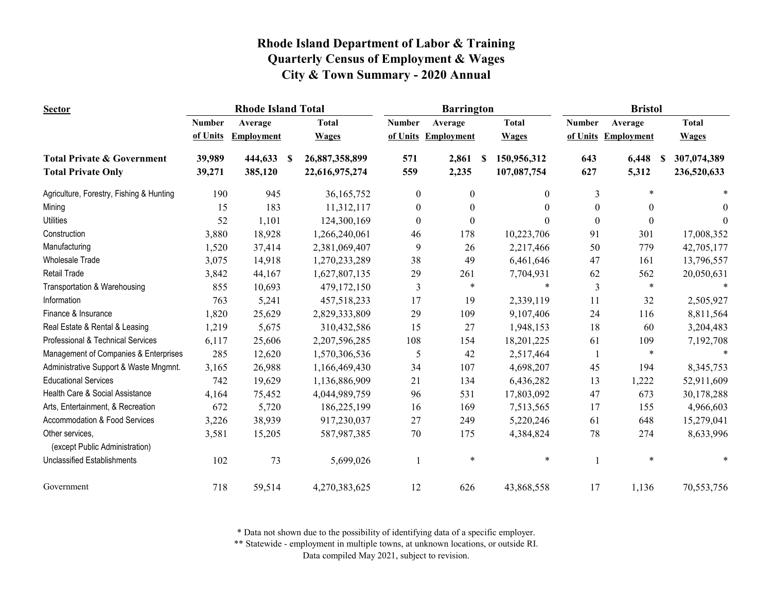# Rhode Island Department of Labor & Training
## Quarterly Census of Employment & Wages
## City & Town Summary - 2020 Annual

| Sector | Rhode Island Total | | | Barrington | | | Bristol | | |
|---|---|---|---|---|---|---|---|---|---|
| | Number of Units | Average Employment | Total Wages | Number of Units | Average Employment | Total Wages | Number of Units | Average Employment | Total Wages |
| **Total Private & Government** | **39,989** | **444,633** | **$ 26,887,358,899** | **571** | **2,861** | **$ 150,956,312** | **643** | **6,448** | **$ 307,074,389** |
| **Total Private Only** | **39,271** | **385,120** | **22,616,975,274** | **559** | **2,235** | **107,087,754** | **627** | **5,312** | **236,520,633** |
| Agriculture, Forestry, Fishing & Hunting | 190 | 945 | 36,165,752 | 0 | 0 | 0 | 3 | * | * |
| Mining | 15 | 183 | 11,312,117 | 0 | 0 | 0 | 0 | 0 | 0 |
| Utilities | 52 | 1,101 | 124,300,169 | 0 | 0 | 0 | 0 | 0 | 0 |
| Construction | 3,880 | 18,928 | 1,266,240,061 | 46 | 178 | 10,223,706 | 91 | 301 | 17,008,352 |
| Manufacturing | 1,520 | 37,414 | 2,381,069,407 | 9 | 26 | 2,217,466 | 50 | 779 | 42,705,177 |
| Wholesale Trade | 3,075 | 14,918 | 1,270,233,289 | 38 | 49 | 6,461,646 | 47 | 161 | 13,796,557 |
| Retail Trade | 3,842 | 44,167 | 1,627,807,135 | 29 | 261 | 7,704,931 | 62 | 562 | 20,050,631 |
| Transportation & Warehousing | 855 | 10,693 | 479,172,150 | 3 | * | * | 3 | * | * |
| Information | 763 | 5,241 | 457,518,233 | 17 | 19 | 2,339,119 | 11 | 32 | 2,505,927 |
| Finance & Insurance | 1,820 | 25,629 | 2,829,333,809 | 29 | 109 | 9,107,406 | 24 | 116 | 8,811,564 |
| Real Estate & Rental & Leasing | 1,219 | 5,675 | 310,432,586 | 15 | 27 | 1,948,153 | 18 | 60 | 3,204,483 |
| Professional & Technical Services | 6,117 | 25,606 | 2,207,596,285 | 108 | 154 | 18,201,225 | 61 | 109 | 7,192,708 |
| Management of Companies & Enterprises | 285 | 12,620 | 1,570,306,536 | 5 | 42 | 2,517,464 | 1 | * | * |
| Administrative Support & Waste Mngmnt. | 3,165 | 26,988 | 1,166,469,430 | 34 | 107 | 4,698,207 | 45 | 194 | 8,345,753 |
| Educational Services | 742 | 19,629 | 1,136,886,909 | 21 | 134 | 6,436,282 | 13 | 1,222 | 52,911,609 |
| Health Care & Social Assistance | 4,164 | 75,452 | 4,044,989,759 | 96 | 531 | 17,803,092 | 47 | 673 | 30,178,288 |
| Arts, Entertainment, & Recreation | 672 | 5,720 | 186,225,199 | 16 | 169 | 7,513,565 | 17 | 155 | 4,966,603 |
| Accommodation & Food Services | 3,226 | 38,939 | 917,230,037 | 27 | 249 | 5,220,246 | 61 | 648 | 15,279,041 |
| Other services, (except Public Administration) | 3,581 | 15,205 | 587,987,385 | 70 | 175 | 4,384,824 | 78 | 274 | 8,633,996 |
| Unclassified Establishments | 102 | 73 | 5,699,026 | 1 | * | * | 1 | * | * |
| Government | 718 | 59,514 | 4,270,383,625 | 12 | 626 | 43,868,558 | 17 | 1,136 | 70,553,756 |

\* Data not shown due to the possibility of identifying data of a specific employer.
\** Statewide - employment in multiple towns, at unknown locations, or outside RI.
Data compiled May 2021, subject to revision.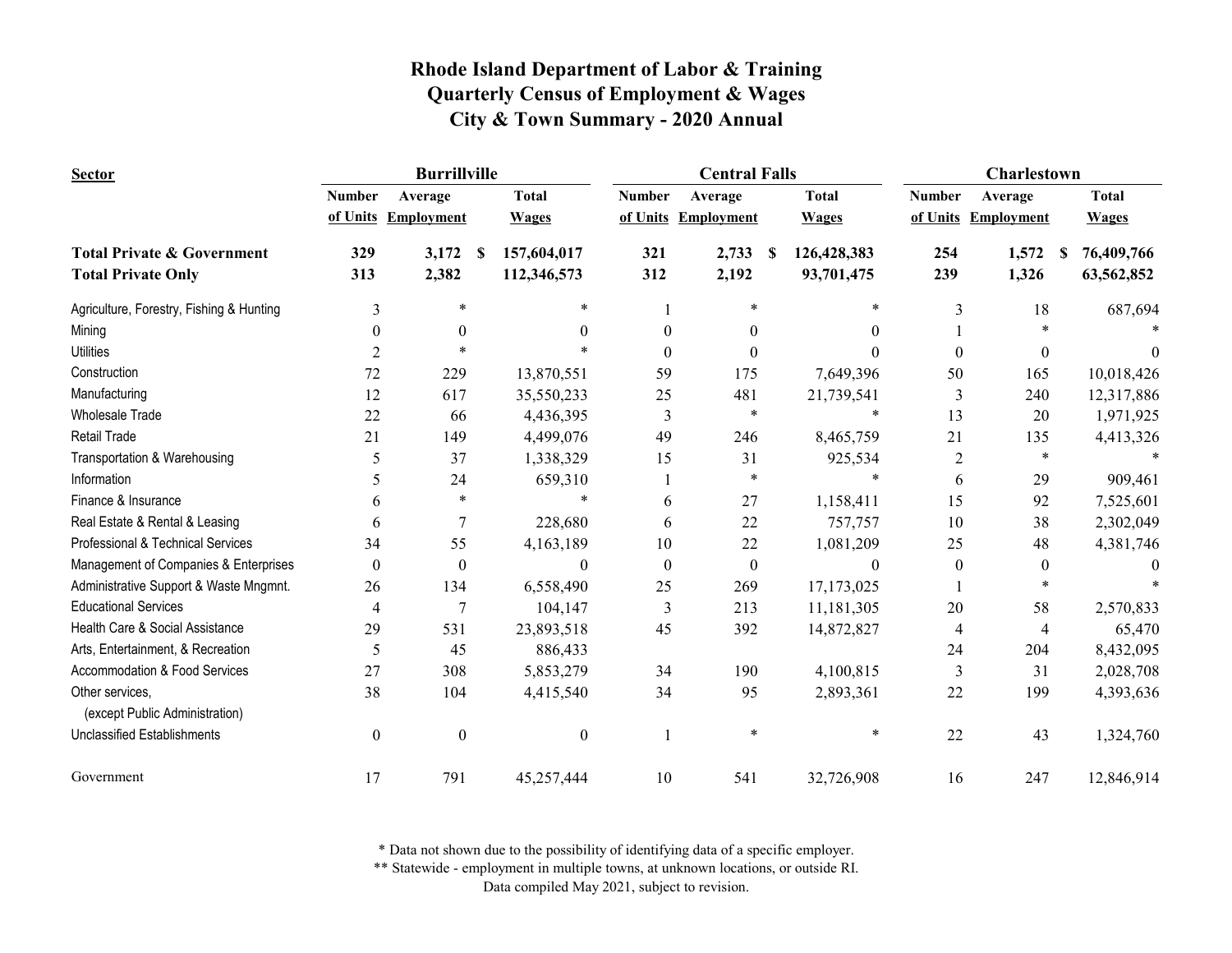# Rhode Island Department of Labor & Training
## Quarterly Census of Employment & Wages
## City & Town Summary - 2020 Annual

| Sector | Burrillville | | | Central Falls | | | Charlestown | | |
|---|---|---|---|---|---|---|---|---|---|
| | Number of Units | Average Employment | Total Wages | Number of Units | Average Employment | Total Wages | Number of Units | Average Employment | Total Wages |
| **Total Private & Government** | **329** | **3,172** | **$ 157,604,017** | **321** | **2,733** | **$ 126,428,383** | **254** | **1,572** | **$ 76,409,766** |
| **Total Private Only** | **313** | **2,382** | **112,346,573** | **312** | **2,192** | **93,701,475** | **239** | **1,326** | **63,562,852** |
| Agriculture, Forestry, Fishing & Hunting | 3 | * | * | 1 | * | * | 3 | 18 | 687,694 |
| Mining | 0 | 0 | 0 | 0 | 0 | 0 | 1 | * | * |
| Utilities | 2 | * | * | 0 | 0 | 0 | 0 | 0 | 0 |
| Construction | 72 | 229 | 13,870,551 | 59 | 175 | 7,649,396 | 50 | 165 | 10,018,426 |
| Manufacturing | 12 | 617 | 35,550,233 | 25 | 481 | 21,739,541 | 3 | 240 | 12,317,886 |
| Wholesale Trade | 22 | 66 | 4,436,395 | 3 | * | * | 13 | 20 | 1,971,925 |
| Retail Trade | 21 | 149 | 4,499,076 | 49 | 246 | 8,465,759 | 21 | 135 | 4,413,326 |
| Transportation & Warehousing | 5 | 37 | 1,338,329 | 15 | 31 | 925,534 | 2 | * | * |
| Information | 5 | 24 | 659,310 | 1 | * | * | 6 | 29 | 909,461 |
| Finance & Insurance | 6 | * | * | 6 | 27 | 1,158,411 | 15 | 92 | 7,525,601 |
| Real Estate & Rental & Leasing | 6 | 7 | 228,680 | 6 | 22 | 757,757 | 10 | 38 | 2,302,049 |
| Professional & Technical Services | 34 | 55 | 4,163,189 | 10 | 22 | 1,081,209 | 25 | 48 | 4,381,746 |
| Management of Companies & Enterprises | 0 | 0 | 0 | 0 | 0 | 0 | 0 | 0 | 0 |
| Administrative Support & Waste Mngmnt. | 26 | 134 | 6,558,490 | 25 | 269 | 17,173,025 | 1 | * | * |
| Educational Services | 4 | 7 | 104,147 | 3 | 213 | 11,181,305 | 20 | 58 | 2,570,833 |
| Health Care & Social Assistance | 29 | 531 | 23,893,518 | 45 | 392 | 14,872,827 | 4 | 4 | 65,470 |
| Arts, Entertainment, & Recreation | 5 | 45 | 886,433 | | | | 24 | 204 | 8,432,095 |
| Accommodation & Food Services | 27 | 308 | 5,853,279 | 34 | 190 | 4,100,815 | 3 | 31 | 2,028,708 |
| Other services, (except Public Administration) | 38 | 104 | 4,415,540 | 34 | 95 | 2,893,361 | 22 | 199 | 4,393,636 |
| Unclassified Establishments | 0 | 0 | 0 | 1 | * | * | 22 | 43 | 1,324,760 |
| Government | 17 | 791 | 45,257,444 | 10 | 541 | 32,726,908 | 16 | 247 | 12,846,914 |

\* Data not shown due to the possibility of identifying data of a specific employer.

\*\* Statewide - employment in multiple towns, at unknown locations, or outside RI.

Data compiled May 2021, subject to revision.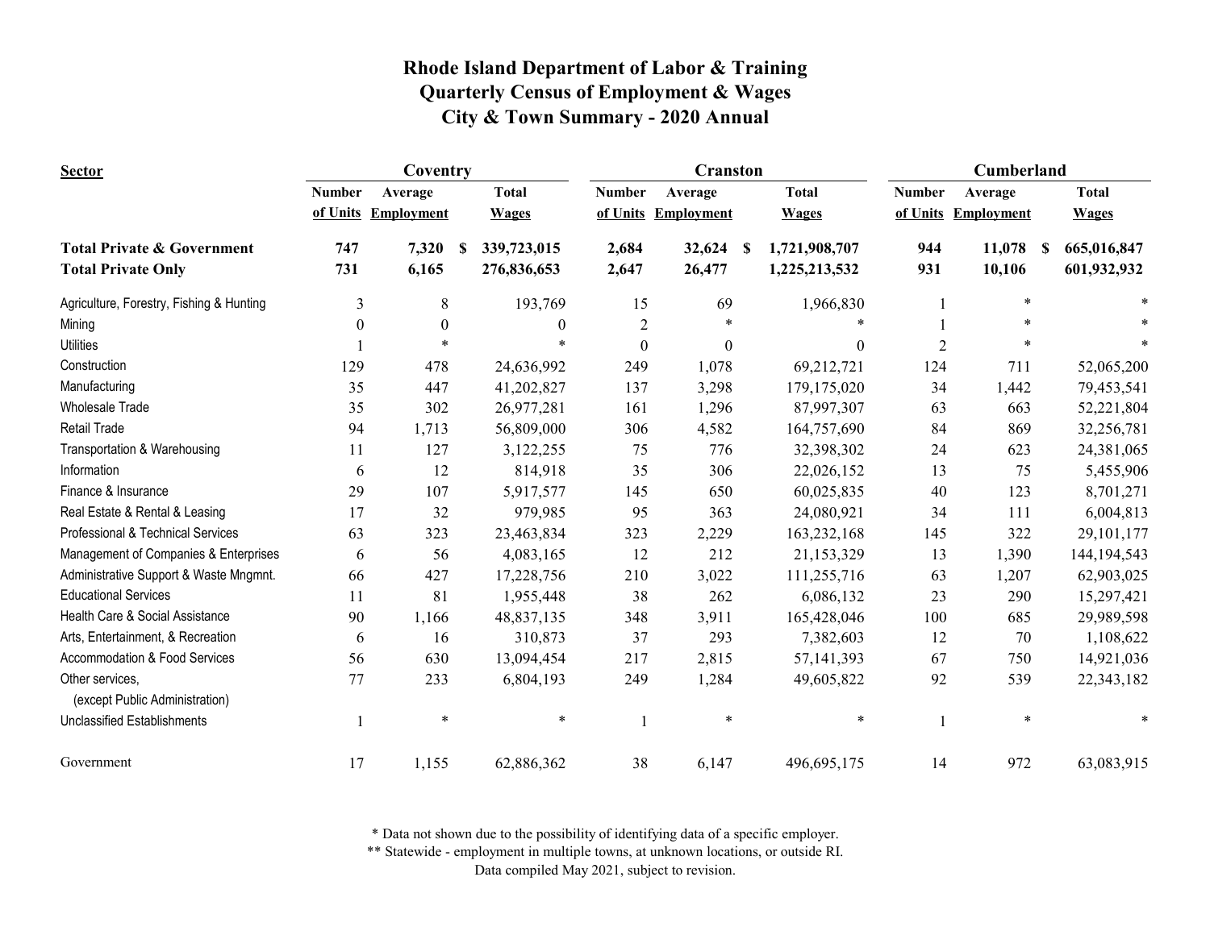# Rhode Island Department of Labor & Training
# Quarterly Census of Employment & Wages
# City & Town Summary - 2020 Annual

| Sector | Coventry | | | Cranston | | | Cumberland | | |
|---|---|---|---|---|---|---|---|---|---|
| | Number of Units | Average Employment | Total Wages | Number of Units | Average Employment | Total Wages | Number of Units | Average Employment | Total Wages |
| **Total Private & Government** | **747** | **7,320** | **$ 339,723,015** | **2,684** | **32,624** | **$ 1,721,908,707** | **944** | **11,078** | **$ 665,016,847** |
| **Total Private Only** | **731** | **6,165** | **276,836,653** | **2,647** | **26,477** | **1,225,213,532** | **931** | **10,106** | **601,932,932** |
| Agriculture, Forestry, Fishing & Hunting | 3 | 8 | 193,769 | 15 | 69 | 1,966,830 | 1 | * | * |
| Mining | 0 | 0 | 0 | 2 | * | * | 1 | * | * |
| Utilities | 1 | * | * | 0 | 0 | 0 | 2 | * | * |
| Construction | 129 | 478 | 24,636,992 | 249 | 1,078 | 69,212,721 | 124 | 711 | 52,065,200 |
| Manufacturing | 35 | 447 | 41,202,827 | 137 | 3,298 | 179,175,020 | 34 | 1,442 | 79,453,541 |
| Wholesale Trade | 35 | 302 | 26,977,281 | 161 | 1,296 | 87,997,307 | 63 | 663 | 52,221,804 |
| Retail Trade | 94 | 1,713 | 56,809,000 | 306 | 4,582 | 164,757,690 | 84 | 869 | 32,256,781 |
| Transportation & Warehousing | 11 | 127 | 3,122,255 | 75 | 776 | 32,398,302 | 24 | 623 | 24,381,065 |
| Information | 6 | 12 | 814,918 | 35 | 306 | 22,026,152 | 13 | 75 | 5,455,906 |
| Finance & Insurance | 29 | 107 | 5,917,577 | 145 | 650 | 60,025,835 | 40 | 123 | 8,701,271 |
| Real Estate & Rental & Leasing | 17 | 32 | 979,985 | 95 | 363 | 24,080,921 | 34 | 111 | 6,004,813 |
| Professional & Technical Services | 63 | 323 | 23,463,834 | 323 | 2,229 | 163,232,168 | 145 | 322 | 29,101,177 |
| Management of Companies & Enterprises | 6 | 56 | 4,083,165 | 12 | 212 | 21,153,329 | 13 | 1,390 | 144,194,543 |
| Administrative Support & Waste Mngmnt. | 66 | 427 | 17,228,756 | 210 | 3,022 | 111,255,716 | 63 | 1,207 | 62,903,025 |
| Educational Services | 11 | 81 | 1,955,448 | 38 | 262 | 6,086,132 | 23 | 290 | 15,297,421 |
| Health Care & Social Assistance | 90 | 1,166 | 48,837,135 | 348 | 3,911 | 165,428,046 | 100 | 685 | 29,989,598 |
| Arts, Entertainment, & Recreation | 6 | 16 | 310,873 | 37 | 293 | 7,382,603 | 12 | 70 | 1,108,622 |
| Accommodation & Food Services | 56 | 630 | 13,094,454 | 217 | 2,815 | 57,141,393 | 67 | 750 | 14,921,036 |
| Other services, (except Public Administration) | 77 | 233 | 6,804,193 | 249 | 1,284 | 49,605,822 | 92 | 539 | 22,343,182 |
| Unclassified Establishments | 1 | * | * | 1 | * | * | 1 | * | * |
| Government | 17 | 1,155 | 62,886,362 | 38 | 6,147 | 496,695,175 | 14 | 972 | 63,083,915 |

* Data not shown due to the possibility of identifying data of a specific employer.
** Statewide - employment in multiple towns, at unknown locations, or outside RI.
Data compiled May 2021, subject to revision.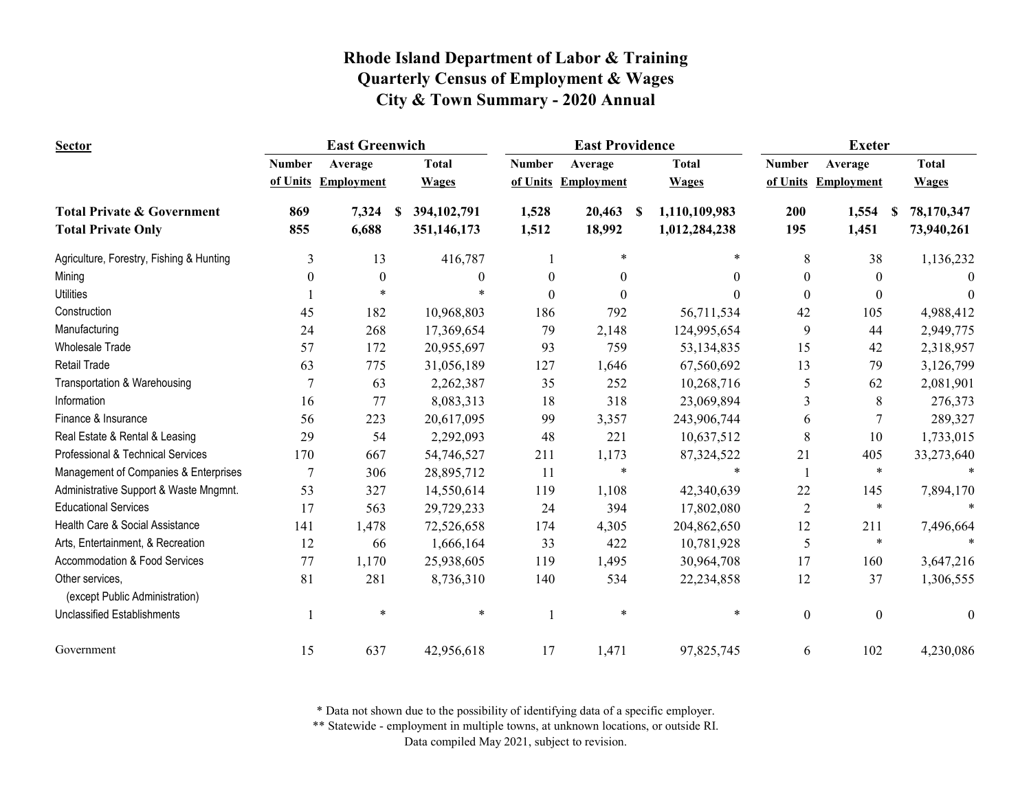# Rhode Island Department of Labor & Training
## Quarterly Census of Employment & Wages
## City & Town Summary - 2020 Annual

| Sector | East Greenwich | | | East Providence | | | Exeter | | |
|---|---|---|---|---|---|---|---|---|---|
| | Number of Units | Average Employment | Total Wages | Number of Units | Average Employment | Total Wages | Number of Units | Average Employment | Total Wages |
| **Total Private & Government** | **869** | **7,324** | **$ 394,102,791** | **1,528** | **20,463** | **$ 1,110,109,983** | **200** | **1,554** | **$ 78,170,347** |
| **Total Private Only** | **855** | **6,688** | **351,146,173** | **1,512** | **18,992** | **1,012,284,238** | **195** | **1,451** | **73,940,261** |
| Agriculture, Forestry, Fishing & Hunting | 3 | 13 | 416,787 | 1 | * | * | 8 | 38 | 1,136,232 |
| Mining | 0 | 0 | 0 | 0 | 0 | 0 | 0 | 0 | 0 |
| Utilities | 1 | * | * | 0 | 0 | 0 | 0 | 0 | 0 |
| Construction | 45 | 182 | 10,968,803 | 186 | 792 | 56,711,534 | 42 | 105 | 4,988,412 |
| Manufacturing | 24 | 268 | 17,369,654 | 79 | 2,148 | 124,995,654 | 9 | 44 | 2,949,775 |
| Wholesale Trade | 57 | 172 | 20,955,697 | 93 | 759 | 53,134,835 | 15 | 42 | 2,318,957 |
| Retail Trade | 63 | 775 | 31,056,189 | 127 | 1,646 | 67,560,692 | 13 | 79 | 3,126,799 |
| Transportation & Warehousing | 7 | 63 | 2,262,387 | 35 | 252 | 10,268,716 | 5 | 62 | 2,081,901 |
| Information | 16 | 77 | 8,083,313 | 18 | 318 | 23,069,894 | 3 | 8 | 276,373 |
| Finance & Insurance | 56 | 223 | 20,617,095 | 99 | 3,357 | 243,906,744 | 6 | 7 | 289,327 |
| Real Estate & Rental & Leasing | 29 | 54 | 2,292,093 | 48 | 221 | 10,637,512 | 8 | 10 | 1,733,015 |
| Professional & Technical Services | 170 | 667 | 54,746,527 | 211 | 1,173 | 87,324,522 | 21 | 405 | 33,273,640 |
| Management of Companies & Enterprises | 7 | 306 | 28,895,712 | 11 | * | * | 1 | * | * |
| Administrative Support & Waste Mngmnt. | 53 | 327 | 14,550,614 | 119 | 1,108 | 42,340,639 | 22 | 145 | 7,894,170 |
| Educational Services | 17 | 563 | 29,729,233 | 24 | 394 | 17,802,080 | 2 | * | * |
| Health Care & Social Assistance | 141 | 1,478 | 72,526,658 | 174 | 4,305 | 204,862,650 | 12 | 211 | 7,496,664 |
| Arts, Entertainment, & Recreation | 12 | 66 | 1,666,164 | 33 | 422 | 10,781,928 | 5 | * | * |
| Accommodation & Food Services | 77 | 1,170 | 25,938,605 | 119 | 1,495 | 30,964,708 | 17 | 160 | 3,647,216 |
| Other services, (except Public Administration) | 81 | 281 | 8,736,310 | 140 | 534 | 22,234,858 | 12 | 37 | 1,306,555 |
| Unclassified Establishments | 1 | * | * | 1 | * | * | 0 | 0 | 0 |
| Government | 15 | 637 | 42,956,618 | 17 | 1,471 | 97,825,745 | 6 | 102 | 4,230,086 |

* Data not shown due to the possibility of identifying data of a specific employer.

** Statewide - employment in multiple towns, at unknown locations, or outside RI.

Data compiled May 2021, subject to revision.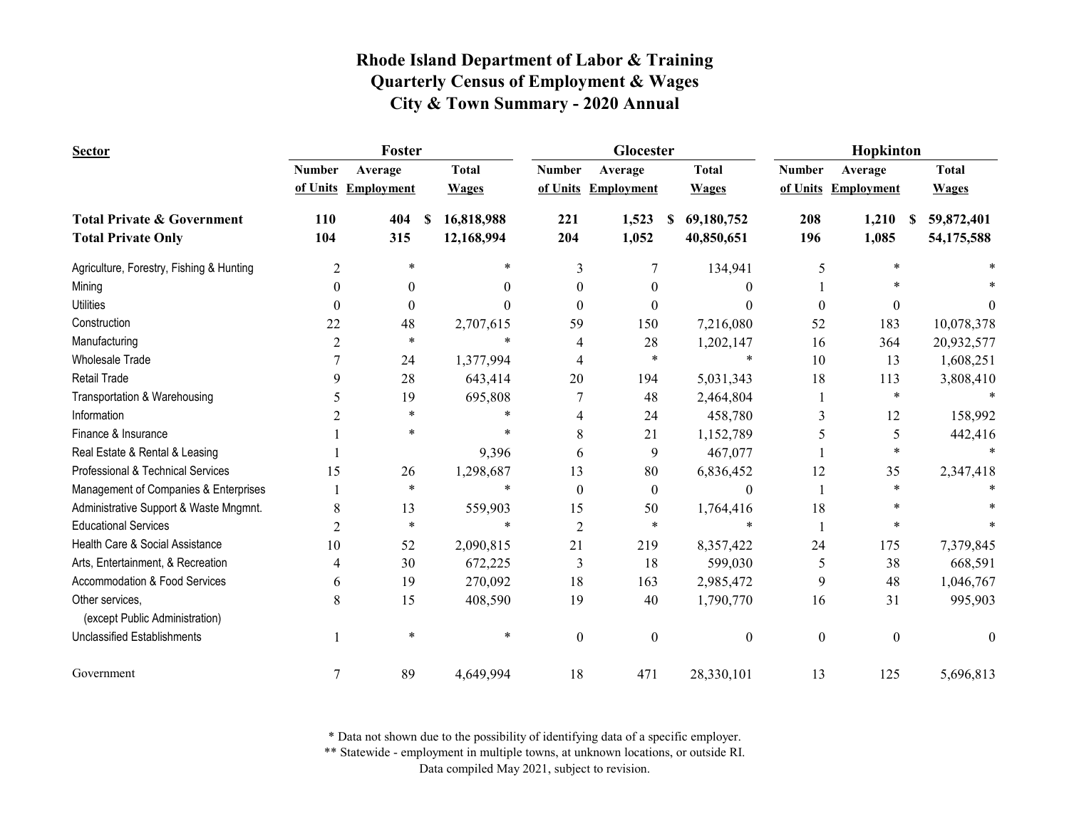# Rhode Island Department of Labor & Training
# Quarterly Census of Employment & Wages
# City & Town Summary - 2020 Annual

| Sector | Foster | | | Glocester | | | Hopkinton | | |
|---|---|---|---|---|---|---|---|---|---|
| | Number of Units | Average Employment | Total Wages | Number of Units | Average Employment | Total Wages | Number of Units | Average Employment | Total Wages |
| **Total Private & Government** | **110** | **404** | **$ 16,818,988** | **221** | **1,523** | **$ 69,180,752** | **208** | **1,210** | **$ 59,872,401** |
| **Total Private Only** | **104** | **315** | **12,168,994** | **204** | **1,052** | **40,850,651** | **196** | **1,085** | **54,175,588** |
| Agriculture, Forestry, Fishing & Hunting | 2 | * | * | 3 | 7 | 134,941 | 5 | * | * |
| Mining | 0 | 0 | 0 | 0 | 0 | 0 | 1 | * | * |
| Utilities | 0 | 0 | 0 | 0 | 0 | 0 | 0 | 0 | 0 |
| Construction | 22 | 48 | 2,707,615 | 59 | 150 | 7,216,080 | 52 | 183 | 10,078,378 |
| Manufacturing | 2 | * | * | 4 | 28 | 1,202,147 | 16 | 364 | 20,932,577 |
| Wholesale Trade | 7 | 24 | 1,377,994 | 4 | * | * | 10 | 13 | 1,608,251 |
| Retail Trade | 9 | 28 | 643,414 | 20 | 194 | 5,031,343 | 18 | 113 | 3,808,410 |
| Transportation & Warehousing | 5 | 19 | 695,808 | 7 | 48 | 2,464,804 | 1 | * | * |
| Information | 2 | * | * | 4 | 24 | 458,780 | 3 | 12 | 158,992 |
| Finance & Insurance | 1 | * | * | 8 | 21 | 1,152,789 | 5 | 5 | 442,416 |
| Real Estate & Rental & Leasing | 1 | | 9,396 | 6 | 9 | 467,077 | 1 | * | * |
| Professional & Technical Services | 15 | 26 | 1,298,687 | 13 | 80 | 6,836,452 | 12 | 35 | 2,347,418 |
| Management of Companies & Enterprises | 1 | * | * | 0 | 0 | 0 | 1 | * | * |
| Administrative Support & Waste Mngmnt. | 8 | 13 | 559,903 | 15 | 50 | 1,764,416 | 18 | * | * |
| Educational Services | 2 | * | * | 2 | * | * | 1 | * | * |
| Health Care & Social Assistance | 10 | 52 | 2,090,815 | 21 | 219 | 8,357,422 | 24 | 175 | 7,379,845 |
| Arts, Entertainment, & Recreation | 4 | 30 | 672,225 | 3 | 18 | 599,030 | 5 | 38 | 668,591 |
| Accommodation & Food Services | 6 | 19 | 270,092 | 18 | 163 | 2,985,472 | 9 | 48 | 1,046,767 |
| Other services, (except Public Administration) | 8 | 15 | 408,590 | 19 | 40 | 1,790,770 | 16 | 31 | 995,903 |
| Unclassified Establishments | 1 | * | * | 0 | 0 | 0 | 0 | 0 | 0 |
| Government | 7 | 89 | 4,649,994 | 18 | 471 | 28,330,101 | 13 | 125 | 5,696,813 |

\* Data not shown due to the possibility of identifying data of a specific employer.
\*\* Statewide - employment in multiple towns, at unknown locations, or outside RI.
Data compiled May 2021, subject to revision.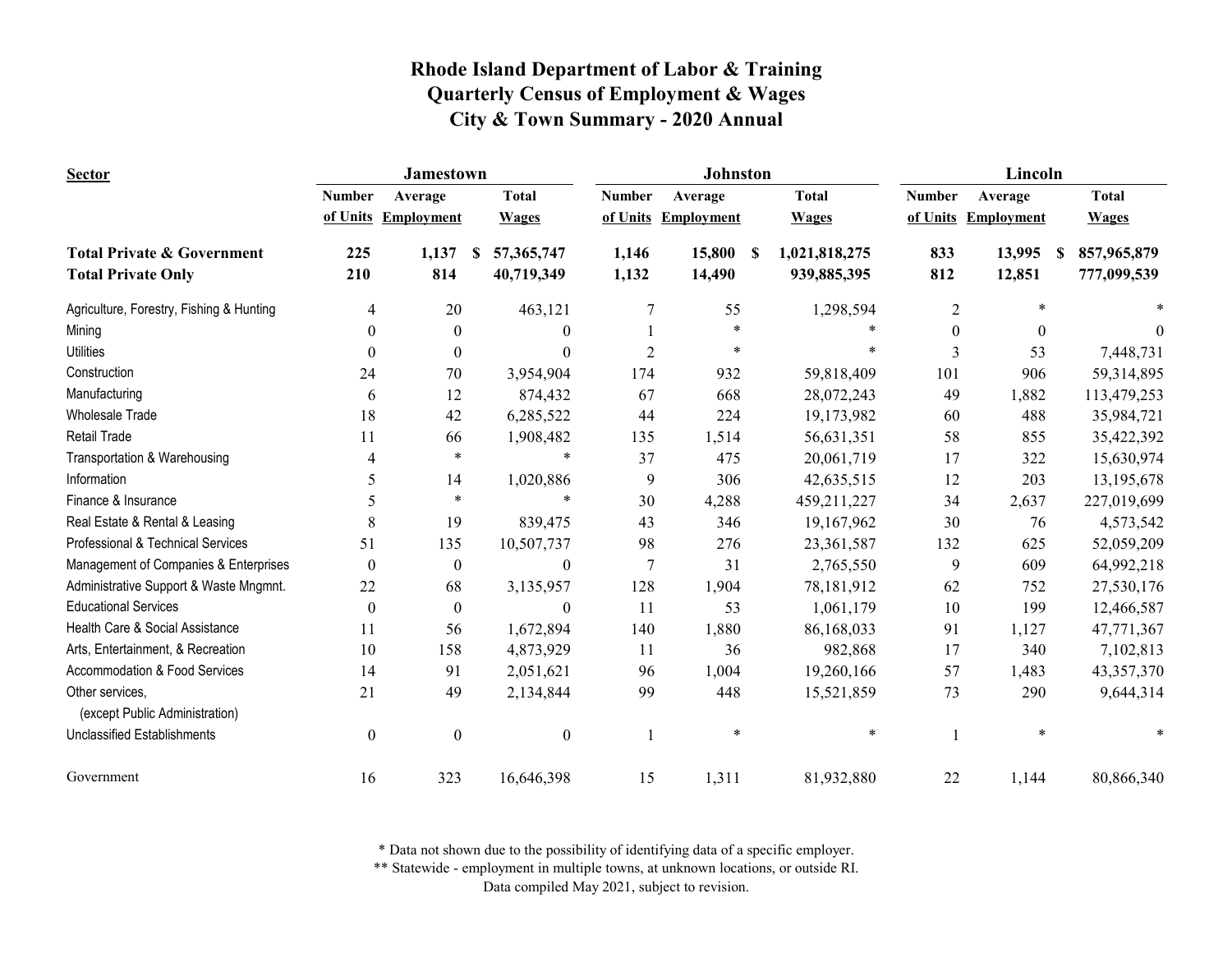# Rhode Island Department of Labor & Training
## Quarterly Census of Employment & Wages
## City & Town Summary - 2020 Annual

| Sector | Jamestown | | | Johnston | | | Lincoln | | |
|---|---|---|---|---|---|---|---|---|---|
| | Number of Units | Average Employment | Total Wages | Number of Units | Average Employment | Total Wages | Number of Units | Average Employment | Total Wages |
| **Total Private & Government** | **225** | **1,137** | **$ 57,365,747** | **1,146** | **15,800** | **$ 1,021,818,275** | **833** | **13,995** | **$ 857,965,879** |
| **Total Private Only** | **210** | **814** | **40,719,349** | **1,132** | **14,490** | **939,885,395** | **812** | **12,851** | **777,099,539** |
| Agriculture, Forestry, Fishing & Hunting | 4 | 20 | 463,121 | 7 | 55 | 1,298,594 | 2 | * | * |
| Mining | 0 | 0 | 0 | 1 | * | * | 0 | 0 | 0 |
| Utilities | 0 | 0 | 0 | 2 | * | * | 3 | 53 | 7,448,731 |
| Construction | 24 | 70 | 3,954,904 | 174 | 932 | 59,818,409 | 101 | 906 | 59,314,895 |
| Manufacturing | 6 | 12 | 874,432 | 67 | 668 | 28,072,243 | 49 | 1,882 | 113,479,253 |
| Wholesale Trade | 18 | 42 | 6,285,522 | 44 | 224 | 19,173,982 | 60 | 488 | 35,984,721 |
| Retail Trade | 11 | 66 | 1,908,482 | 135 | 1,514 | 56,631,351 | 58 | 855 | 35,422,392 |
| Transportation & Warehousing | 4 | * | * | 37 | 475 | 20,061,719 | 17 | 322 | 15,630,974 |
| Information | 5 | 14 | 1,020,886 | 9 | 306 | 42,635,515 | 12 | 203 | 13,195,678 |
| Finance & Insurance | 5 | * | * | 30 | 4,288 | 459,211,227 | 34 | 2,637 | 227,019,699 |
| Real Estate & Rental & Leasing | 8 | 19 | 839,475 | 43 | 346 | 19,167,962 | 30 | 76 | 4,573,542 |
| Professional & Technical Services | 51 | 135 | 10,507,737 | 98 | 276 | 23,361,587 | 132 | 625 | 52,059,209 |
| Management of Companies & Enterprises | 0 | 0 | 0 | 7 | 31 | 2,765,550 | 9 | 609 | 64,992,218 |
| Administrative Support & Waste Mngmnt. | 22 | 68 | 3,135,957 | 128 | 1,904 | 78,181,912 | 62 | 752 | 27,530,176 |
| Educational Services | 0 | 0 | 0 | 11 | 53 | 1,061,179 | 10 | 199 | 12,466,587 |
| Health Care & Social Assistance | 11 | 56 | 1,672,894 | 140 | 1,880 | 86,168,033 | 91 | 1,127 | 47,771,367 |
| Arts, Entertainment, & Recreation | 10 | 158 | 4,873,929 | 11 | 36 | 982,868 | 17 | 340 | 7,102,813 |
| Accommodation & Food Services | 14 | 91 | 2,051,621 | 96 | 1,004 | 19,260,166 | 57 | 1,483 | 43,357,370 |
| Other services, (except Public Administration) | 21 | 49 | 2,134,844 | 99 | 448 | 15,521,859 | 73 | 290 | 9,644,314 |
| Unclassified Establishments | 0 | 0 | 0 | 1 | * | * | 1 | * | * |
| Government | 16 | 323 | 16,646,398 | 15 | 1,311 | 81,932,880 | 22 | 1,144 | 80,866,340 |

* Data not shown due to the possibility of identifying data of a specific employer.
** Statewide - employment in multiple towns, at unknown locations, or outside RI.
Data compiled May 2021, subject to revision.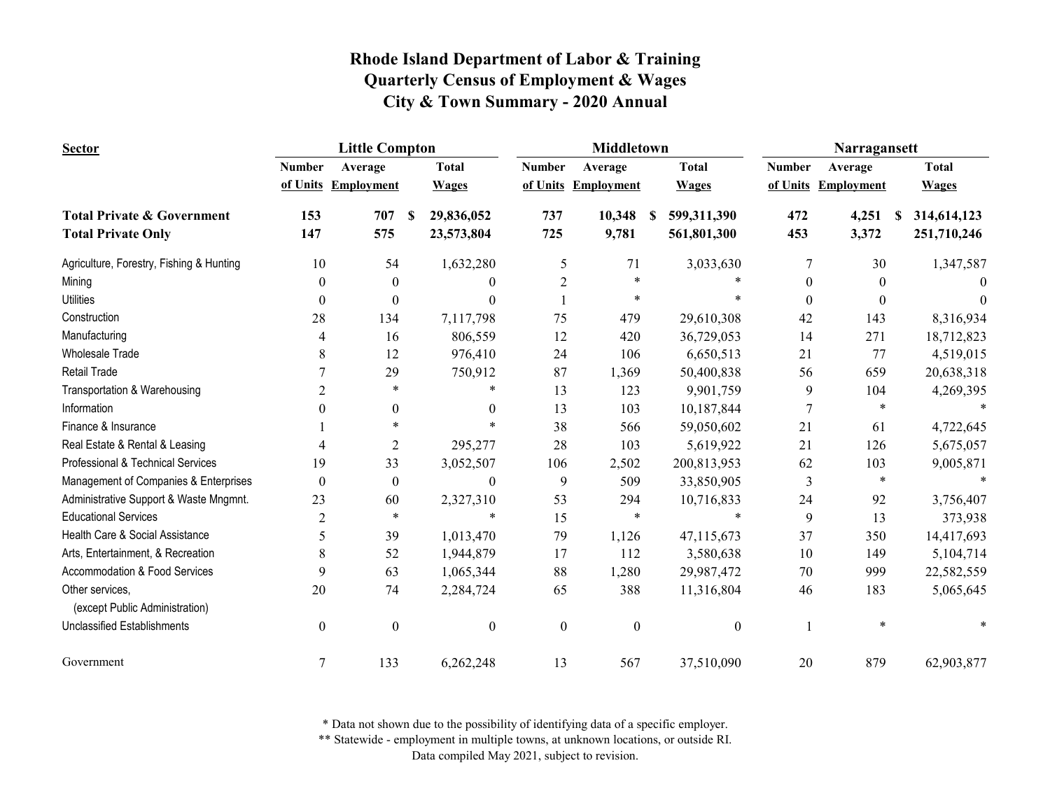# Rhode Island Department of Labor & Training
## Quarterly Census of Employment & Wages
## City & Town Summary - 2020 Annual

| Sector | Little Compton | | | Middletown | | | Narragansett | | |
|---|---|---|---|---|---|---|---|---|---|
| | Number of Units | Average Employment | Total Wages | Number of Units | Average Employment | Total Wages | Number of Units | Average Employment | Total Wages |
| **Total Private & Government** | **153** | **707** | **$ 29,836,052** | **737** | **10,348** | **$ 599,311,390** | **472** | **4,251** | **$ 314,614,123** |
| **Total Private Only** | **147** | **575** | **23,573,804** | **725** | **9,781** | **561,801,300** | **453** | **3,372** | **251,710,246** |
| Agriculture, Forestry, Fishing & Hunting | 10 | 54 | 1,632,280 | 5 | 71 | 3,033,630 | 7 | 30 | 1,347,587 |
| Mining | 0 | 0 | 0 | 2 | * | * | 0 | 0 | 0 |
| Utilities | 0 | 0 | 0 | 1 | * | * | 0 | 0 | 0 |
| Construction | 28 | 134 | 7,117,798 | 75 | 479 | 29,610,308 | 42 | 143 | 8,316,934 |
| Manufacturing | 4 | 16 | 806,559 | 12 | 420 | 36,729,053 | 14 | 271 | 18,712,823 |
| Wholesale Trade | 8 | 12 | 976,410 | 24 | 106 | 6,650,513 | 21 | 77 | 4,519,015 |
| Retail Trade | 7 | 29 | 750,912 | 87 | 1,369 | 50,400,838 | 56 | 659 | 20,638,318 |
| Transportation & Warehousing | 2 | * | * | 13 | 123 | 9,901,759 | 9 | 104 | 4,269,395 |
| Information | 0 | 0 | 0 | 13 | 103 | 10,187,844 | 7 | * | * |
| Finance & Insurance | 1 | * | * | 38 | 566 | 59,050,602 | 21 | 61 | 4,722,645 |
| Real Estate & Rental & Leasing | 4 | 2 | 295,277 | 28 | 103 | 5,619,922 | 21 | 126 | 5,675,057 |
| Professional & Technical Services | 19 | 33 | 3,052,507 | 106 | 2,502 | 200,813,953 | 62 | 103 | 9,005,871 |
| Management of Companies & Enterprises | 0 | 0 | 0 | 9 | 509 | 33,850,905 | 3 | * | * |
| Administrative Support & Waste Mngmnt. | 23 | 60 | 2,327,310 | 53 | 294 | 10,716,833 | 24 | 92 | 3,756,407 |
| Educational Services | 2 | * | * | 15 | * | * | 9 | 13 | 373,938 |
| Health Care & Social Assistance | 5 | 39 | 1,013,470 | 79 | 1,126 | 47,115,673 | 37 | 350 | 14,417,693 |
| Arts, Entertainment, & Recreation | 8 | 52 | 1,944,879 | 17 | 112 | 3,580,638 | 10 | 149 | 5,104,714 |
| Accommodation & Food Services | 9 | 63 | 1,065,344 | 88 | 1,280 | 29,987,472 | 70 | 999 | 22,582,559 |
| Other services, (except Public Administration) | 20 | 74 | 2,284,724 | 65 | 388 | 11,316,804 | 46 | 183 | 5,065,645 |
| Unclassified Establishments | 0 | 0 | 0 | 0 | 0 | 0 | 1 | * | * |
| Government | 7 | 133 | 6,262,248 | 13 | 567 | 37,510,090 | 20 | 879 | 62,903,877 |

\* Data not shown due to the possibility of identifying data of a specific employer.
\*\* Statewide - employment in multiple towns, at unknown locations, or outside RI.
Data compiled May 2021, subject to revision.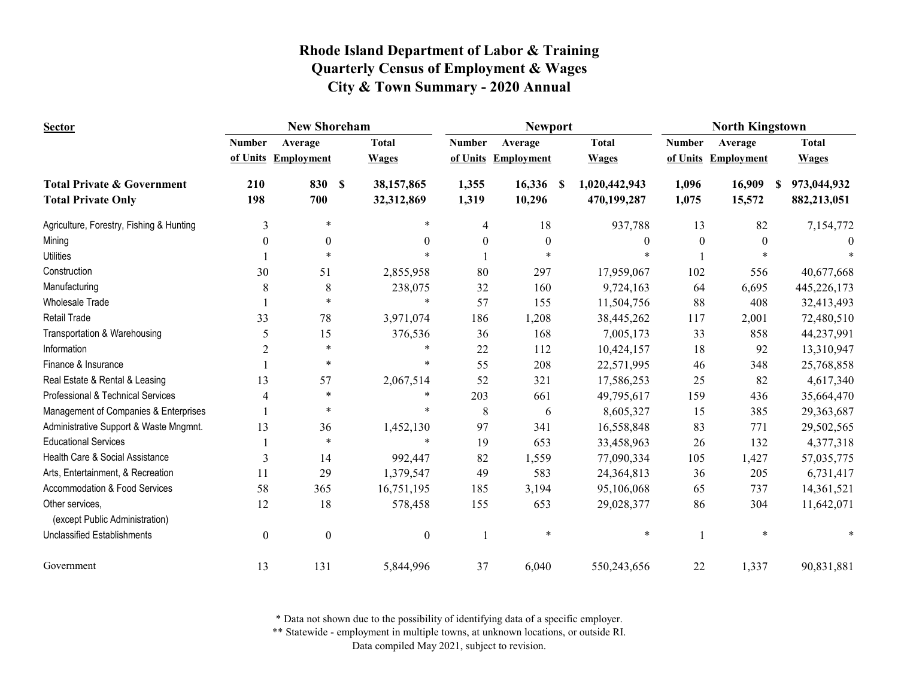# Rhode Island Department of Labor & Training
## Quarterly Census of Employment & Wages
## City & Town Summary - 2020 Annual

| Sector | New Shoreham | | | Newport | | | North Kingstown | | |
|---|---|---|---|---|---|---|---|---|---|
| | Number of Units | Average Employment | Total Wages | Number of Units | Average Employment | Total Wages | Number of Units | Average Employment | Total Wages |
| **Total Private & Government** | **210** | **830** | **$ 38,157,865** | **1,355** | **16,336** | **$ 1,020,442,943** | **1,096** | **16,909** | **$ 973,044,932** |
| **Total Private Only** | **198** | **700** | **32,312,869** | **1,319** | **10,296** | **470,199,287** | **1,075** | **15,572** | **882,213,051** |
| Agriculture, Forestry, Fishing & Hunting | 3 | * | * | 4 | 18 | 937,788 | 13 | 82 | 7,154,772 |
| Mining | 0 | 0 | 0 | 0 | 0 | 0 | 0 | 0 | 0 |
| Utilities | 1 | * | * | 1 | * | * | 1 | * | * |
| Construction | 30 | 51 | 2,855,958 | 80 | 297 | 17,959,067 | 102 | 556 | 40,677,668 |
| Manufacturing | 8 | 8 | 238,075 | 32 | 160 | 9,724,163 | 64 | 6,695 | 445,226,173 |
| Wholesale Trade | 1 | * | * | 57 | 155 | 11,504,756 | 88 | 408 | 32,413,493 |
| Retail Trade | 33 | 78 | 3,971,074 | 186 | 1,208 | 38,445,262 | 117 | 2,001 | 72,480,510 |
| Transportation & Warehousing | 5 | 15 | 376,536 | 36 | 168 | 7,005,173 | 33 | 858 | 44,237,991 |
| Information | 2 | * | * | 22 | 112 | 10,424,157 | 18 | 92 | 13,310,947 |
| Finance & Insurance | 1 | * | * | 55 | 208 | 22,571,995 | 46 | 348 | 25,768,858 |
| Real Estate & Rental & Leasing | 13 | 57 | 2,067,514 | 52 | 321 | 17,586,253 | 25 | 82 | 4,617,340 |
| Professional & Technical Services | 4 | * | * | 203 | 661 | 49,795,617 | 159 | 436 | 35,664,470 |
| Management of Companies & Enterprises | 1 | * | * | 8 | 6 | 8,605,327 | 15 | 385 | 29,363,687 |
| Administrative Support & Waste Mngmnt. | 13 | 36 | 1,452,130 | 97 | 341 | 16,558,848 | 83 | 771 | 29,502,565 |
| Educational Services | 1 | * | * | 19 | 653 | 33,458,963 | 26 | 132 | 4,377,318 |
| Health Care & Social Assistance | 3 | 14 | 992,447 | 82 | 1,559 | 77,090,334 | 105 | 1,427 | 57,035,775 |
| Arts, Entertainment, & Recreation | 11 | 29 | 1,379,547 | 49 | 583 | 24,364,813 | 36 | 205 | 6,731,417 |
| Accommodation & Food Services | 58 | 365 | 16,751,195 | 185 | 3,194 | 95,106,068 | 65 | 737 | 14,361,521 |
| Other services, (except Public Administration) | 12 | 18 | 578,458 | 155 | 653 | 29,028,377 | 86 | 304 | 11,642,071 |
| Unclassified Establishments | 0 | 0 | 0 | 1 | * | * | 1 | * | * |
| Government | 13 | 131 | 5,844,996 | 37 | 6,040 | 550,243,656 | 22 | 1,337 | 90,831,881 |

\* Data not shown due to the possibility of identifying data of a specific employer.
\** Statewide - employment in multiple towns, at unknown locations, or outside RI.
Data compiled May 2021, subject to revision.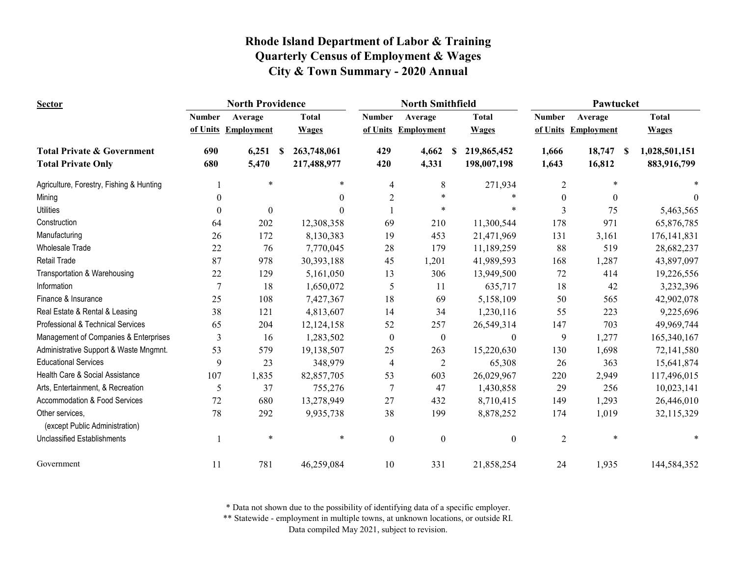# Rhode Island Department of Labor & Training
## Quarterly Census of Employment & Wages
## City & Town Summary - 2020 Annual

| Sector | North Providence | | | North Smithfield | | | Pawtucket | | |
|---|---|---|---|---|---|---|---|---|---|
| | Number of Units | Average Employment | Total Wages | Number of Units | Average Employment | Total Wages | Number of Units | Average Employment | Total Wages |
| **Total Private & Government** | **690** | **6,251** | **$ 263,748,061** | **429** | **4,662** | **$ 219,865,452** | **1,666** | **18,747** | **$ 1,028,501,151** |
| **Total Private Only** | **680** | **5,470** | **217,488,977** | **420** | **4,331** | **198,007,198** | **1,643** | **16,812** | **883,916,799** |
| Agriculture, Forestry, Fishing & Hunting | 1 | * | * | 4 | 8 | 271,934 | 2 | * | * |
| Mining | 0 | | 0 | 2 | * | * | 0 | 0 | 0 |
| Utilities | 0 | 0 | 0 | 1 | * | * | 3 | 75 | 5,463,565 |
| Construction | 64 | 202 | 12,308,358 | 69 | 210 | 11,300,544 | 178 | 971 | 65,876,785 |
| Manufacturing | 26 | 172 | 8,130,383 | 19 | 453 | 21,471,969 | 131 | 3,161 | 176,141,831 |
| Wholesale Trade | 22 | 76 | 7,770,045 | 28 | 179 | 11,189,259 | 88 | 519 | 28,682,237 |
| Retail Trade | 87 | 978 | 30,393,188 | 45 | 1,201 | 41,989,593 | 168 | 1,287 | 43,897,097 |
| Transportation & Warehousing | 22 | 129 | 5,161,050 | 13 | 306 | 13,949,500 | 72 | 414 | 19,226,556 |
| Information | 7 | 18 | 1,650,072 | 5 | 11 | 635,717 | 18 | 42 | 3,232,396 |
| Finance & Insurance | 25 | 108 | 7,427,367 | 18 | 69 | 5,158,109 | 50 | 565 | 42,902,078 |
| Real Estate & Rental & Leasing | 38 | 121 | 4,813,607 | 14 | 34 | 1,230,116 | 55 | 223 | 9,225,696 |
| Professional & Technical Services | 65 | 204 | 12,124,158 | 52 | 257 | 26,549,314 | 147 | 703 | 49,969,744 |
| Management of Companies & Enterprises | 3 | 16 | 1,283,502 | 0 | 0 | 0 | 9 | 1,277 | 165,340,167 |
| Administrative Support & Waste Mngmnt. | 53 | 579 | 19,138,507 | 25 | 263 | 15,220,630 | 130 | 1,698 | 72,141,580 |
| Educational Services | 9 | 23 | 348,979 | 4 | 2 | 65,308 | 26 | 363 | 15,641,874 |
| Health Care & Social Assistance | 107 | 1,835 | 82,857,705 | 53 | 603 | 26,029,967 | 220 | 2,949 | 117,496,015 |
| Arts, Entertainment, & Recreation | 5 | 37 | 755,276 | 7 | 47 | 1,430,858 | 29 | 256 | 10,023,141 |
| Accommodation & Food Services | 72 | 680 | 13,278,949 | 27 | 432 | 8,710,415 | 149 | 1,293 | 26,446,010 |
| Other services, (except Public Administration) | 78 | 292 | 9,935,738 | 38 | 199 | 8,878,252 | 174 | 1,019 | 32,115,329 |
| Unclassified Establishments | 1 | * | * | 0 | 0 | 0 | 2 | * | * |
| Government | 11 | 781 | 46,259,084 | 10 | 331 | 21,858,254 | 24 | 1,935 | 144,584,352 |

* Data not shown due to the possibility of identifying data of a specific employer.
** Statewide - employment in multiple towns, at unknown locations, or outside RI.
Data compiled May 2021, subject to revision.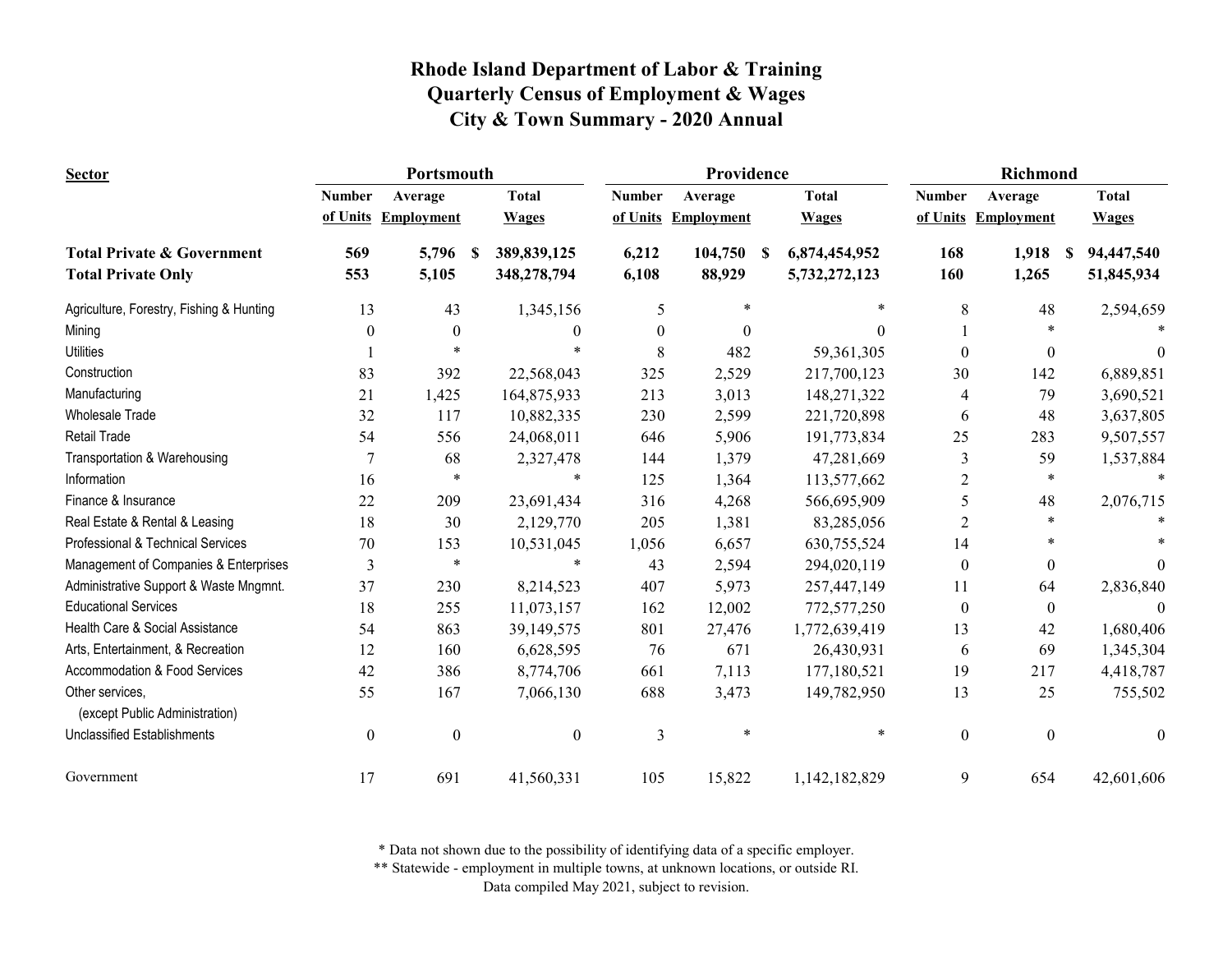# Rhode Island Department of Labor & Training
# Quarterly Census of Employment & Wages
# City & Town Summary - 2020 Annual

| Sector | Portsmouth | | | Providence | | | Richmond | | |
|---|---|---|---|---|---|---|---|---|---|
| | Number of Units | Average Employment | Total Wages | Number of Units | Average Employment | Total Wages | Number of Units | Average Employment | Total Wages |
| **Total Private & Government** | **569** | **5,796** | **$ 389,839,125** | **6,212** | **104,750** | **$ 6,874,454,952** | **168** | **1,918** | **$ 94,447,540** |
| **Total Private Only** | **553** | **5,105** | **348,278,794** | **6,108** | **88,929** | **5,732,272,123** | **160** | **1,265** | **51,845,934** |
| Agriculture, Forestry, Fishing & Hunting | 13 | 43 | 1,345,156 | 5 | * | * | 8 | 48 | 2,594,659 |
| Mining | 0 | 0 | 0 | 0 | 0 | 0 | 1 | * | * |
| Utilities | 1 | * | * | 8 | 482 | 59,361,305 | 0 | 0 | 0 |
| Construction | 83 | 392 | 22,568,043 | 325 | 2,529 | 217,700,123 | 30 | 142 | 6,889,851 |
| Manufacturing | 21 | 1,425 | 164,875,933 | 213 | 3,013 | 148,271,322 | 4 | 79 | 3,690,521 |
| Wholesale Trade | 32 | 117 | 10,882,335 | 230 | 2,599 | 221,720,898 | 6 | 48 | 3,637,805 |
| Retail Trade | 54 | 556 | 24,068,011 | 646 | 5,906 | 191,773,834 | 25 | 283 | 9,507,557 |
| Transportation & Warehousing | 7 | 68 | 2,327,478 | 144 | 1,379 | 47,281,669 | 3 | 59 | 1,537,884 |
| Information | 16 | * | * | 125 | 1,364 | 113,577,662 | 2 | * | * |
| Finance & Insurance | 22 | 209 | 23,691,434 | 316 | 4,268 | 566,695,909 | 5 | 48 | 2,076,715 |
| Real Estate & Rental & Leasing | 18 | 30 | 2,129,770 | 205 | 1,381 | 83,285,056 | 2 | * | * |
| Professional & Technical Services | 70 | 153 | 10,531,045 | 1,056 | 6,657 | 630,755,524 | 14 | * | * |
| Management of Companies & Enterprises | 3 | * | * | 43 | 2,594 | 294,020,119 | 0 | 0 | 0 |
| Administrative Support & Waste Mngmnt. | 37 | 230 | 8,214,523 | 407 | 5,973 | 257,447,149 | 11 | 64 | 2,836,840 |
| Educational Services | 18 | 255 | 11,073,157 | 162 | 12,002 | 772,577,250 | 0 | 0 | 0 |
| Health Care & Social Assistance | 54 | 863 | 39,149,575 | 801 | 27,476 | 1,772,639,419 | 13 | 42 | 1,680,406 |
| Arts, Entertainment, & Recreation | 12 | 160 | 6,628,595 | 76 | 671 | 26,430,931 | 6 | 69 | 1,345,304 |
| Accommodation & Food Services | 42 | 386 | 8,774,706 | 661 | 7,113 | 177,180,521 | 19 | 217 | 4,418,787 |
| Other services, (except Public Administration) | 55 | 167 | 7,066,130 | 688 | 3,473 | 149,782,950 | 13 | 25 | 755,502 |
| Unclassified Establishments | 0 | 0 | 0 | 3 | * | * | 0 | 0 | 0 |
| Government | 17 | 691 | 41,560,331 | 105 | 15,822 | 1,142,182,829 | 9 | 654 | 42,601,606 |

\* Data not shown due to the possibility of identifying data of a specific employer.
\*\* Statewide - employment in multiple towns, at unknown locations, or outside RI.
Data compiled May 2021, subject to revision.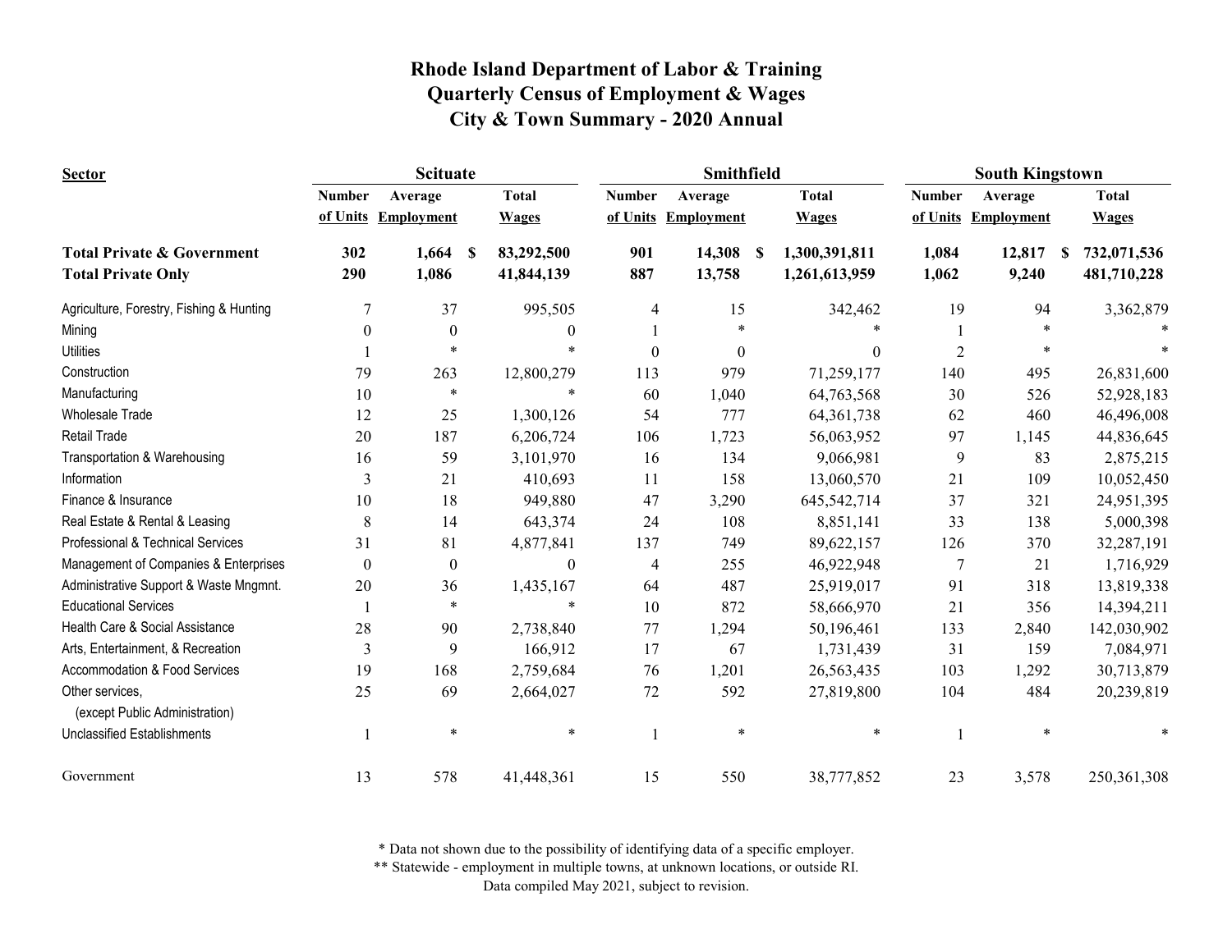# Rhode Island Department of Labor & Training
# Quarterly Census of Employment & Wages
# City & Town Summary - 2020 Annual

| Sector | Scituate | | | Smithfield | | | South Kingstown | | |
|---|---|---|---|---|---|---|---|---|---|
| | Number of Units | Average Employment | Total Wages | Number of Units | Average Employment | Total Wages | Number of Units | Average Employment | Total Wages |
| **Total Private & Government** | **302** | **1,664** | **$ 83,292,500** | **901** | **14,308** | **$ 1,300,391,811** | **1,084** | **12,817** | **$ 732,071,536** |
| **Total Private Only** | **290** | **1,086** | **41,844,139** | **887** | **13,758** | **1,261,613,959** | **1,062** | **9,240** | **481,710,228** |
| Agriculture, Forestry, Fishing & Hunting | 7 | 37 | 995,505 | 4 | 15 | 342,462 | 19 | 94 | 3,362,879 |
| Mining | 0 | 0 | 0 | 1 | * | * | 1 | * | * |
| Utilities | 1 | * | * | 0 | 0 | 0 | 2 | * | * |
| Construction | 79 | 263 | 12,800,279 | 113 | 979 | 71,259,177 | 140 | 495 | 26,831,600 |
| Manufacturing | 10 | * | * | 60 | 1,040 | 64,763,568 | 30 | 526 | 52,928,183 |
| Wholesale Trade | 12 | 25 | 1,300,126 | 54 | 777 | 64,361,738 | 62 | 460 | 46,496,008 |
| Retail Trade | 20 | 187 | 6,206,724 | 106 | 1,723 | 56,063,952 | 97 | 1,145 | 44,836,645 |
| Transportation & Warehousing | 16 | 59 | 3,101,970 | 16 | 134 | 9,066,981 | 9 | 83 | 2,875,215 |
| Information | 3 | 21 | 410,693 | 11 | 158 | 13,060,570 | 21 | 109 | 10,052,450 |
| Finance & Insurance | 10 | 18 | 949,880 | 47 | 3,290 | 645,542,714 | 37 | 321 | 24,951,395 |
| Real Estate & Rental & Leasing | 8 | 14 | 643,374 | 24 | 108 | 8,851,141 | 33 | 138 | 5,000,398 |
| Professional & Technical Services | 31 | 81 | 4,877,841 | 137 | 749 | 89,622,157 | 126 | 370 | 32,287,191 |
| Management of Companies & Enterprises | 0 | 0 | 0 | 4 | 255 | 46,922,948 | 7 | 21 | 1,716,929 |
| Administrative Support & Waste Mngmnt. | 20 | 36 | 1,435,167 | 64 | 487 | 25,919,017 | 91 | 318 | 13,819,338 |
| Educational Services | 1 | * | * | 10 | 872 | 58,666,970 | 21 | 356 | 14,394,211 |
| Health Care & Social Assistance | 28 | 90 | 2,738,840 | 77 | 1,294 | 50,196,461 | 133 | 2,840 | 142,030,902 |
| Arts, Entertainment, & Recreation | 3 | 9 | 166,912 | 17 | 67 | 1,731,439 | 31 | 159 | 7,084,971 |
| Accommodation & Food Services | 19 | 168 | 2,759,684 | 76 | 1,201 | 26,563,435 | 103 | 1,292 | 30,713,879 |
| Other services, (except Public Administration) | 25 | 69 | 2,664,027 | 72 | 592 | 27,819,800 | 104 | 484 | 20,239,819 |
| Unclassified Establishments | 1 | * | * | 1 | * | * | 1 | * | * |
| Government | 13 | 578 | 41,448,361 | 15 | 550 | 38,777,852 | 23 | 3,578 | 250,361,308 |

\* Data not shown due to the possibility of identifying data of a specific employer.
\** Statewide - employment in multiple towns, at unknown locations, or outside RI.
Data compiled May 2021, subject to revision.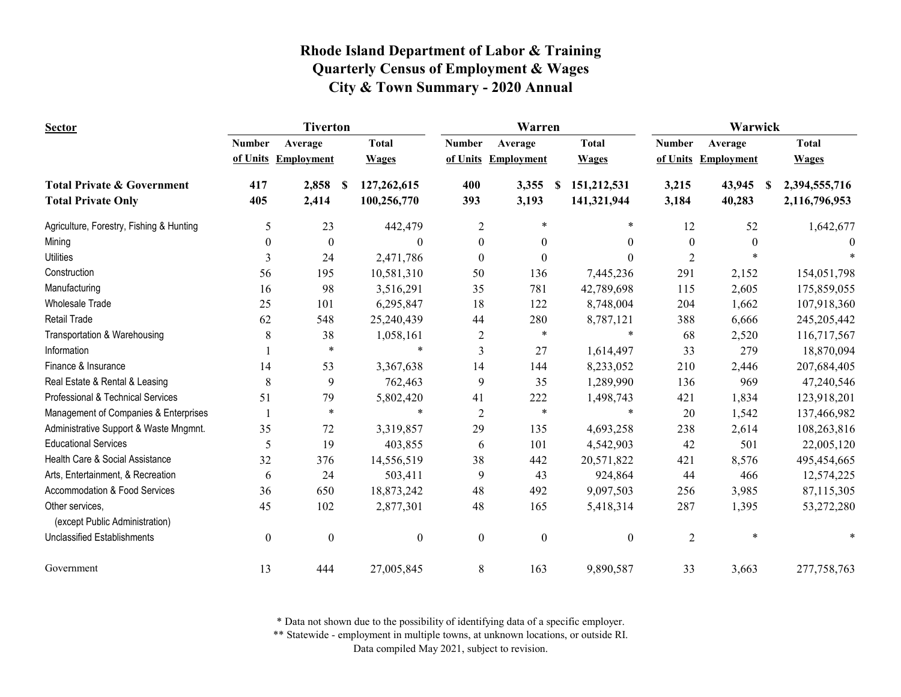# Rhode Island Department of Labor & Training
# Quarterly Census of Employment & Wages
# City & Town Summary - 2020 Annual

| Sector | Tiverton | | | Warren | | | Warwick | | |
|---|---|---|---|---|---|---|---|---|---|
| | Number of Units | Average Employment | Total Wages | Number of Units | Average Employment | Total Wages | Number of Units | Average Employment | Total Wages |
| **Total Private & Government** | **417** | **2,858** | **$ 127,262,615** | **400** | **3,355** | **$ 151,212,531** | **3,215** | **43,945** | **$ 2,394,555,716** |
| **Total Private Only** | **405** | **2,414** | **100,256,770** | **393** | **3,193** | **141,321,944** | **3,184** | **40,283** | **2,116,796,953** |
| Agriculture, Forestry, Fishing & Hunting | 5 | 23 | 442,479 | 2 | * | * | 12 | 52 | 1,642,677 |
| Mining | 0 | 0 | 0 | 0 | 0 | 0 | 0 | 0 | 0 |
| Utilities | 3 | 24 | 2,471,786 | 0 | 0 | 0 | 2 | * | * |
| Construction | 56 | 195 | 10,581,310 | 50 | 136 | 7,445,236 | 291 | 2,152 | 154,051,798 |
| Manufacturing | 16 | 98 | 3,516,291 | 35 | 781 | 42,789,698 | 115 | 2,605 | 175,859,055 |
| Wholesale Trade | 25 | 101 | 6,295,847 | 18 | 122 | 8,748,004 | 204 | 1,662 | 107,918,360 |
| Retail Trade | 62 | 548 | 25,240,439 | 44 | 280 | 8,787,121 | 388 | 6,666 | 245,205,442 |
| Transportation & Warehousing | 8 | 38 | 1,058,161 | 2 | * | * | 68 | 2,520 | 116,717,567 |
| Information | 1 | * | * | 3 | 27 | 1,614,497 | 33 | 279 | 18,870,094 |
| Finance & Insurance | 14 | 53 | 3,367,638 | 14 | 144 | 8,233,052 | 210 | 2,446 | 207,684,405 |
| Real Estate & Rental & Leasing | 8 | 9 | 762,463 | 9 | 35 | 1,289,990 | 136 | 969 | 47,240,546 |
| Professional & Technical Services | 51 | 79 | 5,802,420 | 41 | 222 | 1,498,743 | 421 | 1,834 | 123,918,201 |
| Management of Companies & Enterprises | 1 | * | * | 2 | * | * | 20 | 1,542 | 137,466,982 |
| Administrative Support & Waste Mngmnt. | 35 | 72 | 3,319,857 | 29 | 135 | 4,693,258 | 238 | 2,614 | 108,263,816 |
| Educational Services | 5 | 19 | 403,855 | 6 | 101 | 4,542,903 | 42 | 501 | 22,005,120 |
| Health Care & Social Assistance | 32 | 376 | 14,556,519 | 38 | 442 | 20,571,822 | 421 | 8,576 | 495,454,665 |
| Arts, Entertainment, & Recreation | 6 | 24 | 503,411 | 9 | 43 | 924,864 | 44 | 466 | 12,574,225 |
| Accommodation & Food Services | 36 | 650 | 18,873,242 | 48 | 492 | 9,097,503 | 256 | 3,985 | 87,115,305 |
| Other services, (except Public Administration) | 45 | 102 | 2,877,301 | 48 | 165 | 5,418,314 | 287 | 1,395 | 53,272,280 |
| Unclassified Establishments | 0 | 0 | 0 | 0 | 0 | 0 | 2 | * | * |
| Government | 13 | 444 | 27,005,845 | 8 | 163 | 9,890,587 | 33 | 3,663 | 277,758,763 |

\* Data not shown due to the possibility of identifying data of a specific employer.
\*\* Statewide - employment in multiple towns, at unknown locations, or outside RI.
Data compiled May 2021, subject to revision.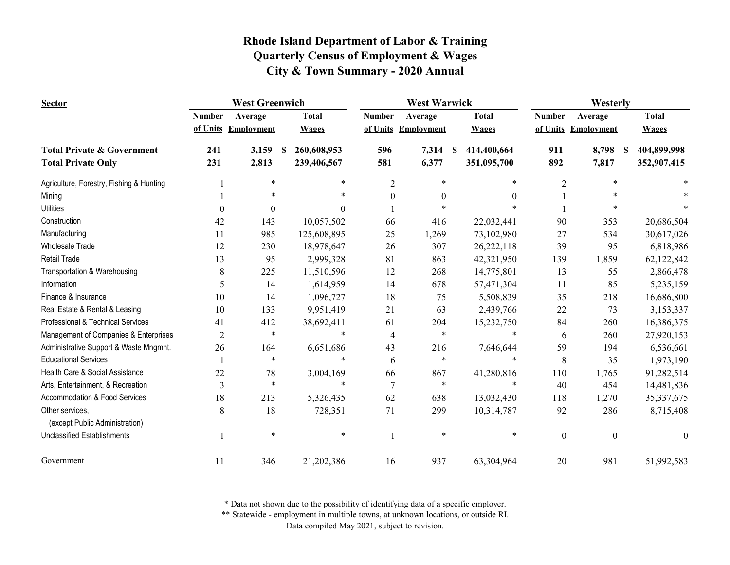# Rhode Island Department of Labor & Training
## Quarterly Census of Employment & Wages
## City & Town Summary - 2020 Annual

| Sector | West Greenwich | | | West Warwick | | | Westerly | | |
|---|---|---|---|---|---|---|---|---|---|
| | Number of Units | Average Employment | Total Wages | Number of Units | Average Employment | Total Wages | Number of Units | Average Employment | Total Wages |
| **Total Private & Government** | **241** | **3,159** | **$ 260,608,953** | **596** | **7,314** | **$ 414,400,664** | **911** | **8,798** | **$ 404,899,998** |
| **Total Private Only** | **231** | **2,813** | **239,406,567** | **581** | **6,377** | **351,095,700** | **892** | **7,817** | **352,907,415** |
| Agriculture, Forestry, Fishing & Hunting | 1 | * | * | 2 | * | * | 2 | * | * |
| Mining | 1 | * | * | 0 | 0 | 0 | 1 | * | * |
| Utilities | 0 | 0 | 0 | 1 | * | * | 1 | * | * |
| Construction | 42 | 143 | 10,057,502 | 66 | 416 | 22,032,441 | 90 | 353 | 20,686,504 |
| Manufacturing | 11 | 985 | 125,608,895 | 25 | 1,269 | 73,102,980 | 27 | 534 | 30,617,026 |
| Wholesale Trade | 12 | 230 | 18,978,647 | 26 | 307 | 26,222,118 | 39 | 95 | 6,818,986 |
| Retail Trade | 13 | 95 | 2,999,328 | 81 | 863 | 42,321,950 | 139 | 1,859 | 62,122,842 |
| Transportation & Warehousing | 8 | 225 | 11,510,596 | 12 | 268 | 14,775,801 | 13 | 55 | 2,866,478 |
| Information | 5 | 14 | 1,614,959 | 14 | 678 | 57,471,304 | 11 | 85 | 5,235,159 |
| Finance & Insurance | 10 | 14 | 1,096,727 | 18 | 75 | 5,508,839 | 35 | 218 | 16,686,800 |
| Real Estate & Rental & Leasing | 10 | 133 | 9,951,419 | 21 | 63 | 2,439,766 | 22 | 73 | 3,153,337 |
| Professional & Technical Services | 41 | 412 | 38,692,411 | 61 | 204 | 15,232,750 | 84 | 260 | 16,386,375 |
| Management of Companies & Enterprises | 2 | * | * | 4 | * | * | 6 | 260 | 27,920,153 |
| Administrative Support & Waste Mngmnt. | 26 | 164 | 6,651,686 | 43 | 216 | 7,646,644 | 59 | 194 | 6,536,661 |
| Educational Services | 1 | * | * | 6 | * | * | 8 | 35 | 1,973,190 |
| Health Care & Social Assistance | 22 | 78 | 3,004,169 | 66 | 867 | 41,280,816 | 110 | 1,765 | 91,282,514 |
| Arts, Entertainment, & Recreation | 3 | * | * | 7 | * | * | 40 | 454 | 14,481,836 |
| Accommodation & Food Services | 18 | 213 | 5,326,435 | 62 | 638 | 13,032,430 | 118 | 1,270 | 35,337,675 |
| Other services, (except Public Administration) | 8 | 18 | 728,351 | 71 | 299 | 10,314,787 | 92 | 286 | 8,715,408 |
| Unclassified Establishments | 1 | * | * | 1 | * | * | 0 | 0 | 0 |
| Government | 11 | 346 | 21,202,386 | 16 | 937 | 63,304,964 | 20 | 981 | 51,992,583 |

\* Data not shown due to the possibility of identifying data of a specific employer.

\*\* Statewide - employment in multiple towns, at unknown locations, or outside RI.

Data compiled May 2021, subject to revision.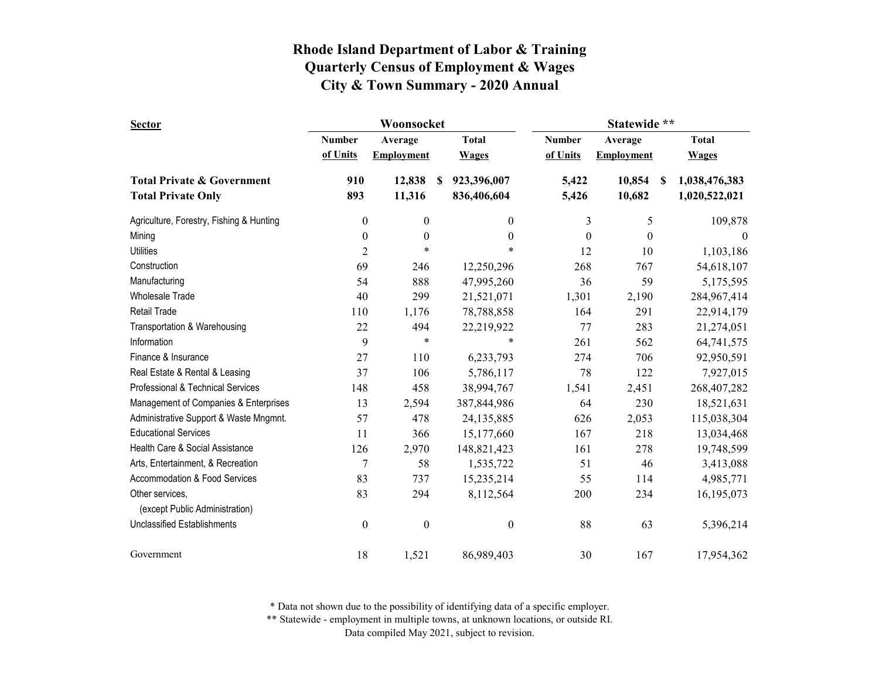# Rhode Island Department of Labor & Training
## Quarterly Census of Employment & Wages
## City & Town Summary - 2020 Annual

| Sector | Woonsocket | | | Statewide ** | | |
|---|---|---|---|---|---|---|
| | Number of Units | Average Employment | Total Wages | Number of Units | Average Employment | Total Wages |
| **Total Private & Government** | **910** | **12,838** | **$ 923,396,007** | **5,422** | **10,854** | **$ 1,038,476,383** |
| **Total Private Only** | **893** | **11,316** | **836,406,604** | **5,426** | **10,682** | **1,020,522,021** |
| Agriculture, Forestry, Fishing & Hunting | 0 | 0 | 0 | 3 | 5 | 109,878 |
| Mining | 0 | 0 | 0 | 0 | 0 | 0 |
| Utilities | 2 | * | * | 12 | 10 | 1,103,186 |
| Construction | 69 | 246 | 12,250,296 | 268 | 767 | 54,618,107 |
| Manufacturing | 54 | 888 | 47,995,260 | 36 | 59 | 5,175,595 |
| Wholesale Trade | 40 | 299 | 21,521,071 | 1,301 | 2,190 | 284,967,414 |
| Retail Trade | 110 | 1,176 | 78,788,858 | 164 | 291 | 22,914,179 |
| Transportation & Warehousing | 22 | 494 | 22,219,922 | 77 | 283 | 21,274,051 |
| Information | 9 | * | * | 261 | 562 | 64,741,575 |
| Finance & Insurance | 27 | 110 | 6,233,793 | 274 | 706 | 92,950,591 |
| Real Estate & Rental & Leasing | 37 | 106 | 5,786,117 | 78 | 122 | 7,927,015 |
| Professional & Technical Services | 148 | 458 | 38,994,767 | 1,541 | 2,451 | 268,407,282 |
| Management of Companies & Enterprises | 13 | 2,594 | 387,844,986 | 64 | 230 | 18,521,631 |
| Administrative Support & Waste Mngmnt. | 57 | 478 | 24,135,885 | 626 | 2,053 | 115,038,304 |
| Educational Services | 11 | 366 | 15,177,660 | 167 | 218 | 13,034,468 |
| Health Care & Social Assistance | 126 | 2,970 | 148,821,423 | 161 | 278 | 19,748,599 |
| Arts, Entertainment, & Recreation | 7 | 58 | 1,535,722 | 51 | 46 | 3,413,088 |
| Accommodation & Food Services | 83 | 737 | 15,235,214 | 55 | 114 | 4,985,771 |
| Other services, (except Public Administration) | 83 | 294 | 8,112,564 | 200 | 234 | 16,195,073 |
| Unclassified Establishments | 0 | 0 | 0 | 88 | 63 | 5,396,214 |
| Government | 18 | 1,521 | 86,989,403 | 30 | 167 | 17,954,362 |

\* Data not shown due to the possibility of identifying data of a specific employer.
\*\* Statewide - employment in multiple towns, at unknown locations, or outside RI.
Data compiled May 2021, subject to revision.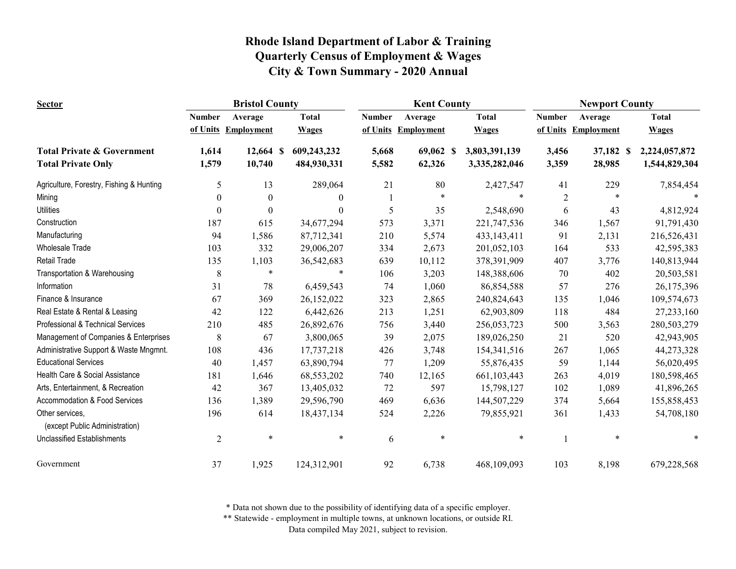# Rhode Island Department of Labor & Training
## Quarterly Census of Employment & Wages
## City & Town Summary - 2020 Annual

| Sector | Bristol County | | | Kent County | | | Newport County | | |
|---|---|---|---|---|---|---|---|---|---|
| | Number of Units | Average Employment | Total Wages | Number of Units | Average Employment | Total Wages | Number of Units | Average Employment | Total Wages |
| **Total Private & Government** | **1,614** | **12,664** | **$ 609,243,232** | **5,668** | **69,062** | **$ 3,803,391,139** | **3,456** | **37,182** | **$ 2,224,057,872** |
| **Total Private Only** | **1,579** | **10,740** | **484,930,331** | **5,582** | **62,326** | **3,335,282,046** | **3,359** | **28,985** | **1,544,829,304** |
| Agriculture, Forestry, Fishing & Hunting | 5 | 13 | 289,064 | 21 | 80 | 2,427,547 | 41 | 229 | 7,854,454 |
| Mining | 0 | 0 | 0 | 1 | * | * | 2 | * | * |
| Utilities | 0 | 0 | 0 | 5 | 35 | 2,548,690 | 6 | 43 | 4,812,924 |
| Construction | 187 | 615 | 34,677,294 | 573 | 3,371 | 221,747,536 | 346 | 1,567 | 91,791,430 |
| Manufacturing | 94 | 1,586 | 87,712,341 | 210 | 5,574 | 433,143,411 | 91 | 2,131 | 216,526,431 |
| Wholesale Trade | 103 | 332 | 29,006,207 | 334 | 2,673 | 201,052,103 | 164 | 533 | 42,595,383 |
| Retail Trade | 135 | 1,103 | 36,542,683 | 639 | 10,112 | 378,391,909 | 407 | 3,776 | 140,813,944 |
| Transportation & Warehousing | 8 | * | * | 106 | 3,203 | 148,388,606 | 70 | 402 | 20,503,581 |
| Information | 31 | 78 | 6,459,543 | 74 | 1,060 | 86,854,588 | 57 | 276 | 26,175,396 |
| Finance & Insurance | 67 | 369 | 26,152,022 | 323 | 2,865 | 240,824,643 | 135 | 1,046 | 109,574,673 |
| Real Estate & Rental & Leasing | 42 | 122 | 6,442,626 | 213 | 1,251 | 62,903,809 | 118 | 484 | 27,233,160 |
| Professional & Technical Services | 210 | 485 | 26,892,676 | 756 | 3,440 | 256,053,723 | 500 | 3,563 | 280,503,279 |
| Management of Companies & Enterprises | 8 | 67 | 3,800,065 | 39 | 2,075 | 189,026,250 | 21 | 520 | 42,943,905 |
| Administrative Support & Waste Mngmnt. | 108 | 436 | 17,737,218 | 426 | 3,748 | 154,341,516 | 267 | 1,065 | 44,273,328 |
| Educational Services | 40 | 1,457 | 63,890,794 | 77 | 1,209 | 55,876,435 | 59 | 1,144 | 56,020,495 |
| Health Care & Social Assistance | 181 | 1,646 | 68,553,202 | 740 | 12,165 | 661,103,443 | 263 | 4,019 | 180,598,465 |
| Arts, Entertainment, & Recreation | 42 | 367 | 13,405,032 | 72 | 597 | 15,798,127 | 102 | 1,089 | 41,896,265 |
| Accommodation & Food Services | 136 | 1,389 | 29,596,790 | 469 | 6,636 | 144,507,229 | 374 | 5,664 | 155,858,453 |
| Other services, (except Public Administration) | 196 | 614 | 18,437,134 | 524 | 2,226 | 79,855,921 | 361 | 1,433 | 54,708,180 |
| Unclassified Establishments | 2 | * | * | 6 | * | * | 1 | * | * |
| Government | 37 | 1,925 | 124,312,901 | 92 | 6,738 | 468,109,093 | 103 | 8,198 | 679,228,568 |

\* Data not shown due to the possibility of identifying data of a specific employer.

\** Statewide - employment in multiple towns, at unknown locations, or outside RI.

Data compiled May 2021, subject to revision.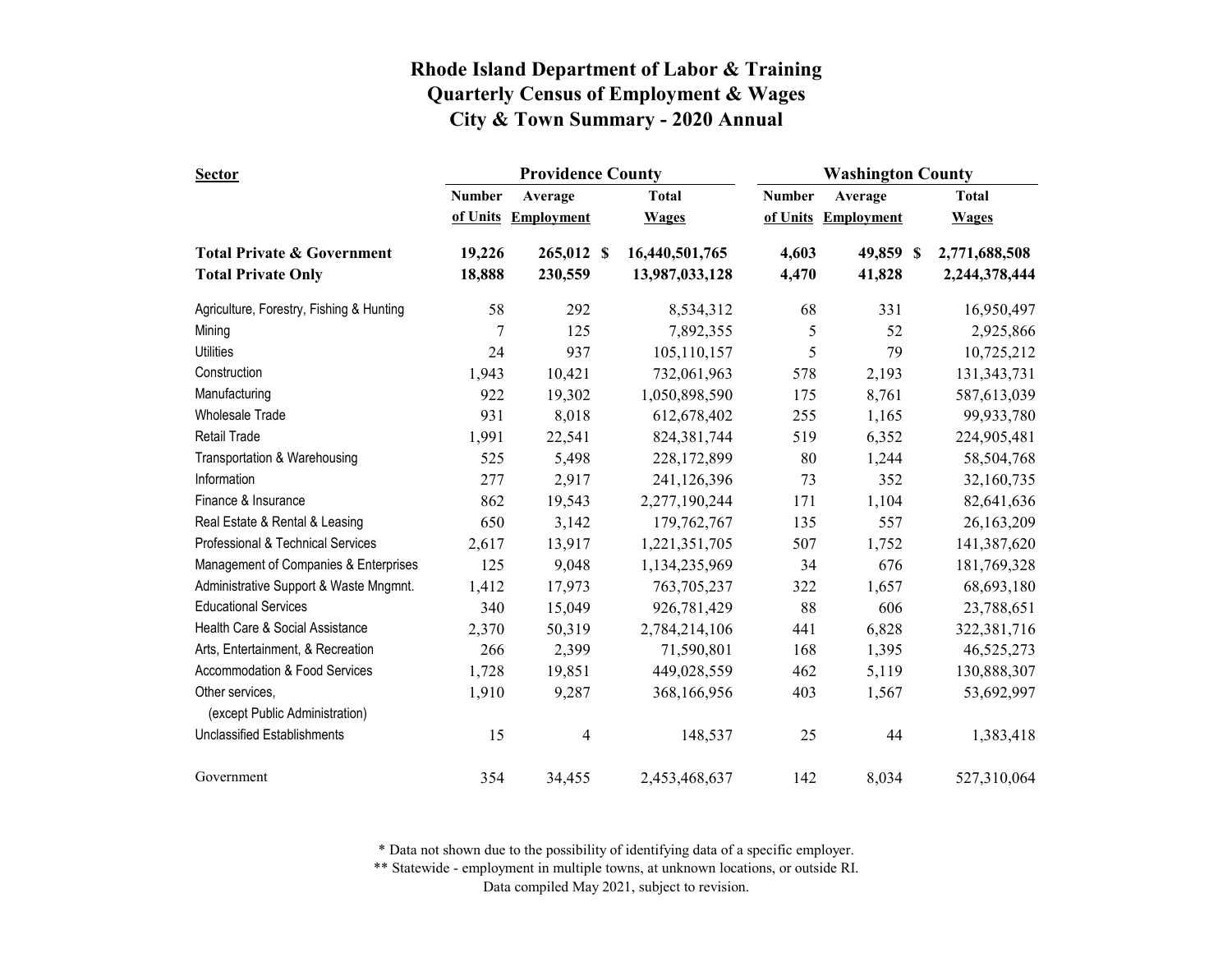# Rhode Island Department of Labor & Training
# Quarterly Census of Employment & Wages
# City & Town Summary - 2020 Annual

| **Sector** | **Providence County** | | | **Washington County** | | |
|---|---|---|---|---|---|---|
| | **Number of Units** | **Average Employment** | **Total Wages** | **Number of Units** | **Average Employment** | **Total Wages** |
| **Total Private & Government** | **19,226** | **265,012** | **$ 16,440,501,765** | **4,603** | **49,859** | **$ 2,771,688,508** |
| **Total Private Only** | **18,888** | **230,559** | **13,987,033,128** | **4,470** | **41,828** | **2,244,378,444** |
| Agriculture, Forestry, Fishing & Hunting | 58 | 292 | 8,534,312 | 68 | 331 | 16,950,497 |
| Mining | 7 | 125 | 7,892,355 | 5 | 52 | 2,925,866 |
| Utilities | 24 | 937 | 105,110,157 | 5 | 79 | 10,725,212 |
| Construction | 1,943 | 10,421 | 732,061,963 | 578 | 2,193 | 131,343,731 |
| Manufacturing | 922 | 19,302 | 1,050,898,590 | 175 | 8,761 | 587,613,039 |
| Wholesale Trade | 931 | 8,018 | 612,678,402 | 255 | 1,165 | 99,933,780 |
| Retail Trade | 1,991 | 22,541 | 824,381,744 | 519 | 6,352 | 224,905,481 |
| Transportation & Warehousing | 525 | 5,498 | 228,172,899 | 80 | 1,244 | 58,504,768 |
| Information | 277 | 2,917 | 241,126,396 | 73 | 352 | 32,160,735 |
| Finance & Insurance | 862 | 19,543 | 2,277,190,244 | 171 | 1,104 | 82,641,636 |
| Real Estate & Rental & Leasing | 650 | 3,142 | 179,762,767 | 135 | 557 | 26,163,209 |
| Professional & Technical Services | 2,617 | 13,917 | 1,221,351,705 | 507 | 1,752 | 141,387,620 |
| Management of Companies & Enterprises | 125 | 9,048 | 1,134,235,969 | 34 | 676 | 181,769,328 |
| Administrative Support & Waste Mngmnt. | 1,412 | 17,973 | 763,705,237 | 322 | 1,657 | 68,693,180 |
| Educational Services | 340 | 15,049 | 926,781,429 | 88 | 606 | 23,788,651 |
| Health Care & Social Assistance | 2,370 | 50,319 | 2,784,214,106 | 441 | 6,828 | 322,381,716 |
| Arts, Entertainment, & Recreation | 266 | 2,399 | 71,590,801 | 168 | 1,395 | 46,525,273 |
| Accommodation & Food Services | 1,728 | 19,851 | 449,028,559 | 462 | 5,119 | 130,888,307 |
| Other services, (except Public Administration) | 1,910 | 9,287 | 368,166,956 | 403 | 1,567 | 53,692,997 |
| Unclassified Establishments | 15 | 4 | 148,537 | 25 | 44 | 1,383,418 |
| Government | 354 | 34,455 | 2,453,468,637 | 142 | 8,034 | 527,310,064 |

\* Data not shown due to the possibility of identifying data of a specific employer.

\** Statewide - employment in multiple towns, at unknown locations, or outside RI.

Data compiled May 2021, subject to revision.